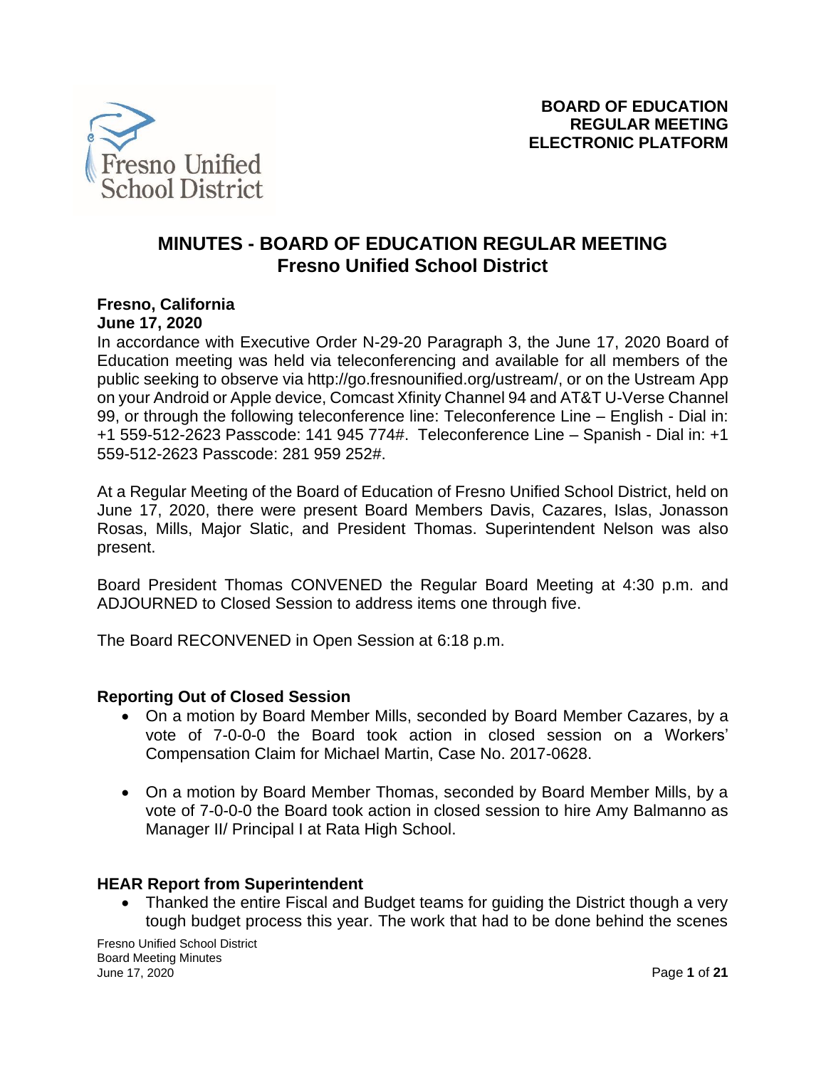**BOARD OF EDUCATION**
**REGULAR MEETING**
**ELECTRONIC PLATFORM**

# MINUTES - BOARD OF EDUCATION REGULAR MEETING
## Fresno Unified School District

**Fresno, California**
**June 17, 2020**

In accordance with Executive Order N-29-20 Paragraph 3, the June 17, 2020 Board of Education meeting was held via teleconferencing and available for all members of the public seeking to observe via http://go.fresnounified.org/ustream/, or on the Ustream App on your Android or Apple device, Comcast Xfinity Channel 94 and AT&T U-Verse Channel 99, or through the following teleconference line: Teleconference Line – English - Dial in: +1 559-512-2623 Passcode: 141 945 774#. Teleconference Line – Spanish - Dial in: +1 559-512-2623 Passcode: 281 959 252#.

At a Regular Meeting of the Board of Education of Fresno Unified School District, held on June 17, 2020, there were present Board Members Davis, Cazares, Islas, Jonasson Rosas, Mills, Major Slatic, and President Thomas. Superintendent Nelson was also present.

Board President Thomas CONVENED the Regular Board Meeting at 4:30 p.m. and ADJOURNED to Closed Session to address items one through five.

The Board RECONVENED in Open Session at 6:18 p.m.

### Reporting Out of Closed Session

- On a motion by Board Member Mills, seconded by Board Member Cazares, by a vote of 7-0-0-0 the Board took action in closed session on a Workers' Compensation Claim for Michael Martin, Case No. 2017-0628.
- On a motion by Board Member Thomas, seconded by Board Member Mills, by a vote of 7-0-0-0 the Board took action in closed session to hire Amy Balmanno as Manager II/ Principal I at Rata High School.

### HEAR Report from Superintendent

- Thanked the entire Fiscal and Budget teams for guiding the District though a very tough budget process this year. The work that had to be done behind the scenes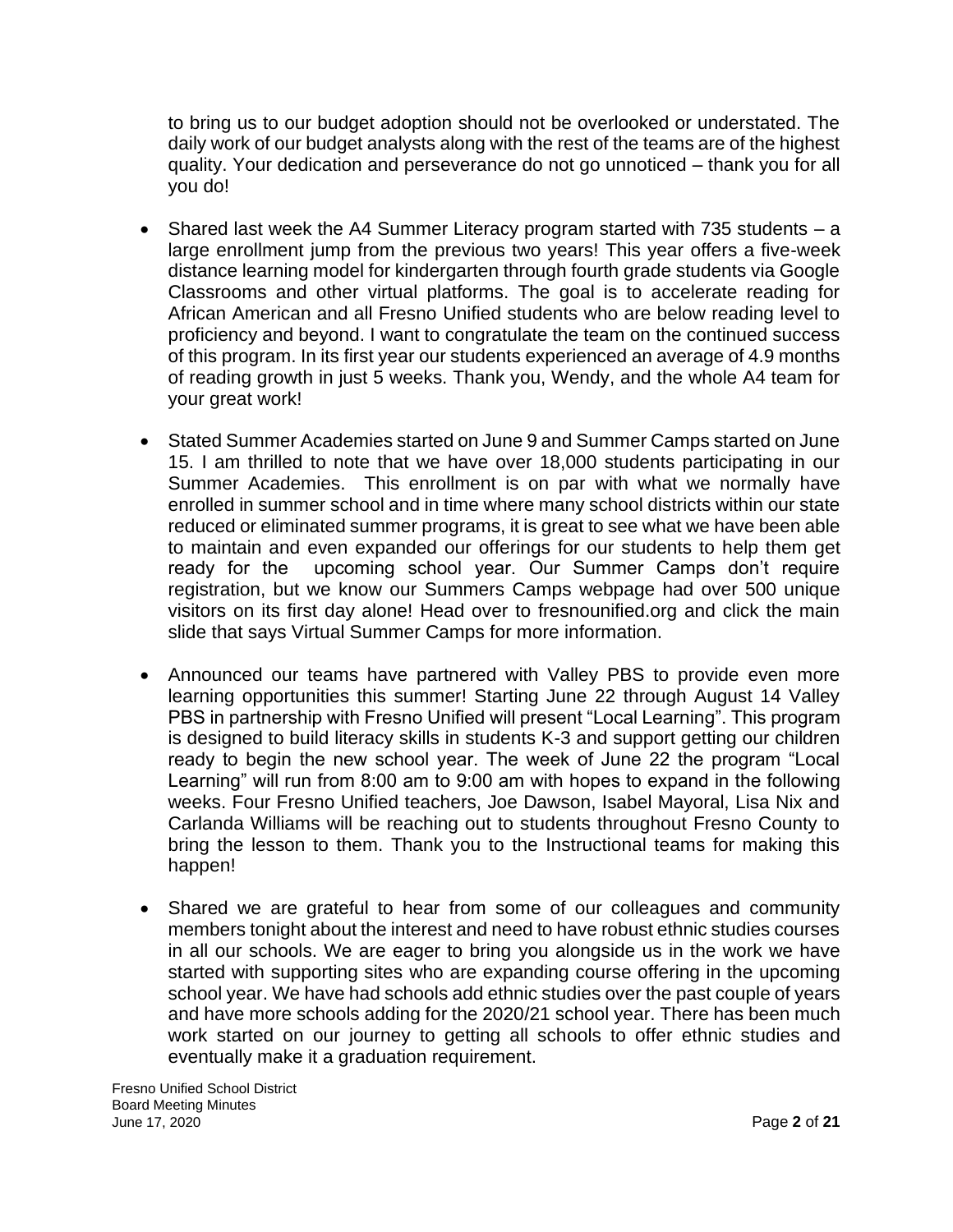to bring us to our budget adoption should not be overlooked or understated. The daily work of our budget analysts along with the rest of the teams are of the highest quality. Your dedication and perseverance do not go unnoticed – thank you for all you do!

- Shared last week the A4 Summer Literacy program started with 735 students – a large enrollment jump from the previous two years! This year offers a five-week distance learning model for kindergarten through fourth grade students via Google Classrooms and other virtual platforms. The goal is to accelerate reading for African American and all Fresno Unified students who are below reading level to proficiency and beyond. I want to congratulate the team on the continued success of this program. In its first year our students experienced an average of 4.9 months of reading growth in just 5 weeks. Thank you, Wendy, and the whole A4 team for your great work!

- Stated Summer Academies started on June 9 and Summer Camps started on June 15. I am thrilled to note that we have over 18,000 students participating in our Summer Academies. This enrollment is on par with what we normally have enrolled in summer school and in time where many school districts within our state reduced or eliminated summer programs, it is great to see what we have been able to maintain and even expanded our offerings for our students to help them get ready for the upcoming school year. Our Summer Camps don't require registration, but we know our Summers Camps webpage had over 500 unique visitors on its first day alone! Head over to fresnounified.org and click the main slide that says Virtual Summer Camps for more information.

- Announced our teams have partnered with Valley PBS to provide even more learning opportunities this summer! Starting June 22 through August 14 Valley PBS in partnership with Fresno Unified will present "Local Learning". This program is designed to build literacy skills in students K-3 and support getting our children ready to begin the new school year. The week of June 22 the program "Local Learning" will run from 8:00 am to 9:00 am with hopes to expand in the following weeks. Four Fresno Unified teachers, Joe Dawson, Isabel Mayoral, Lisa Nix and Carlanda Williams will be reaching out to students throughout Fresno County to bring the lesson to them. Thank you to the Instructional teams for making this happen!

- Shared we are grateful to hear from some of our colleagues and community members tonight about the interest and need to have robust ethnic studies courses in all our schools. We are eager to bring you alongside us in the work we have started with supporting sites who are expanding course offering in the upcoming school year. We have had schools add ethnic studies over the past couple of years and have more schools adding for the 2020/21 school year. There has been much work started on our journey to getting all schools to offer ethnic studies and eventually make it a graduation requirement.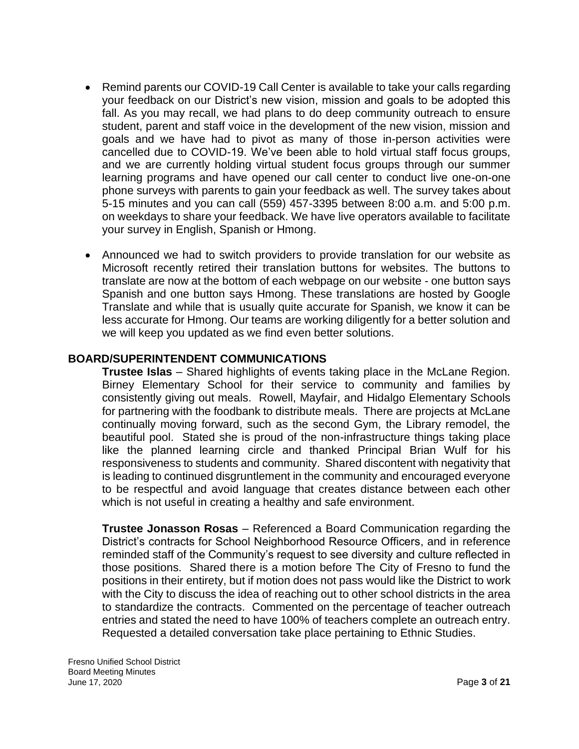- Remind parents our COVID-19 Call Center is available to take your calls regarding your feedback on our District's new vision, mission and goals to be adopted this fall. As you may recall, we had plans to do deep community outreach to ensure student, parent and staff voice in the development of the new vision, mission and goals and we have had to pivot as many of those in-person activities were cancelled due to COVID-19. We've been able to hold virtual staff focus groups, and we are currently holding virtual student focus groups through our summer learning programs and have opened our call center to conduct live one-on-one phone surveys with parents to gain your feedback as well. The survey takes about 5-15 minutes and you can call (559) 457-3395 between 8:00 a.m. and 5:00 p.m. on weekdays to share your feedback. We have live operators available to facilitate your survey in English, Spanish or Hmong.

- Announced we had to switch providers to provide translation for our website as Microsoft recently retired their translation buttons for websites. The buttons to translate are now at the bottom of each webpage on our website - one button says Spanish and one button says Hmong. These translations are hosted by Google Translate and while that is usually quite accurate for Spanish, we know it can be less accurate for Hmong. Our teams are working diligently for a better solution and we will keep you updated as we find even better solutions.

## BOARD/SUPERINTENDENT COMMUNICATIONS

**Trustee Islas** – Shared highlights of events taking place in the McLane Region. Birney Elementary School for their service to community and families by consistently giving out meals. Rowell, Mayfair, and Hidalgo Elementary Schools for partnering with the foodbank to distribute meals. There are projects at McLane continually moving forward, such as the second Gym, the Library remodel, the beautiful pool. Stated she is proud of the non-infrastructure things taking place like the planned learning circle and thanked Principal Brian Wulf for his responsiveness to students and community. Shared discontent with negativity that is leading to continued disgruntlement in the community and encouraged everyone to be respectful and avoid language that creates distance between each other which is not useful in creating a healthy and safe environment.

**Trustee Jonasson Rosas** – Referenced a Board Communication regarding the District's contracts for School Neighborhood Resource Officers, and in reference reminded staff of the Community's request to see diversity and culture reflected in those positions. Shared there is a motion before The City of Fresno to fund the positions in their entirety, but if motion does not pass would like the District to work with the City to discuss the idea of reaching out to other school districts in the area to standardize the contracts. Commented on the percentage of teacher outreach entries and stated the need to have 100% of teachers complete an outreach entry. Requested a detailed conversation take place pertaining to Ethnic Studies.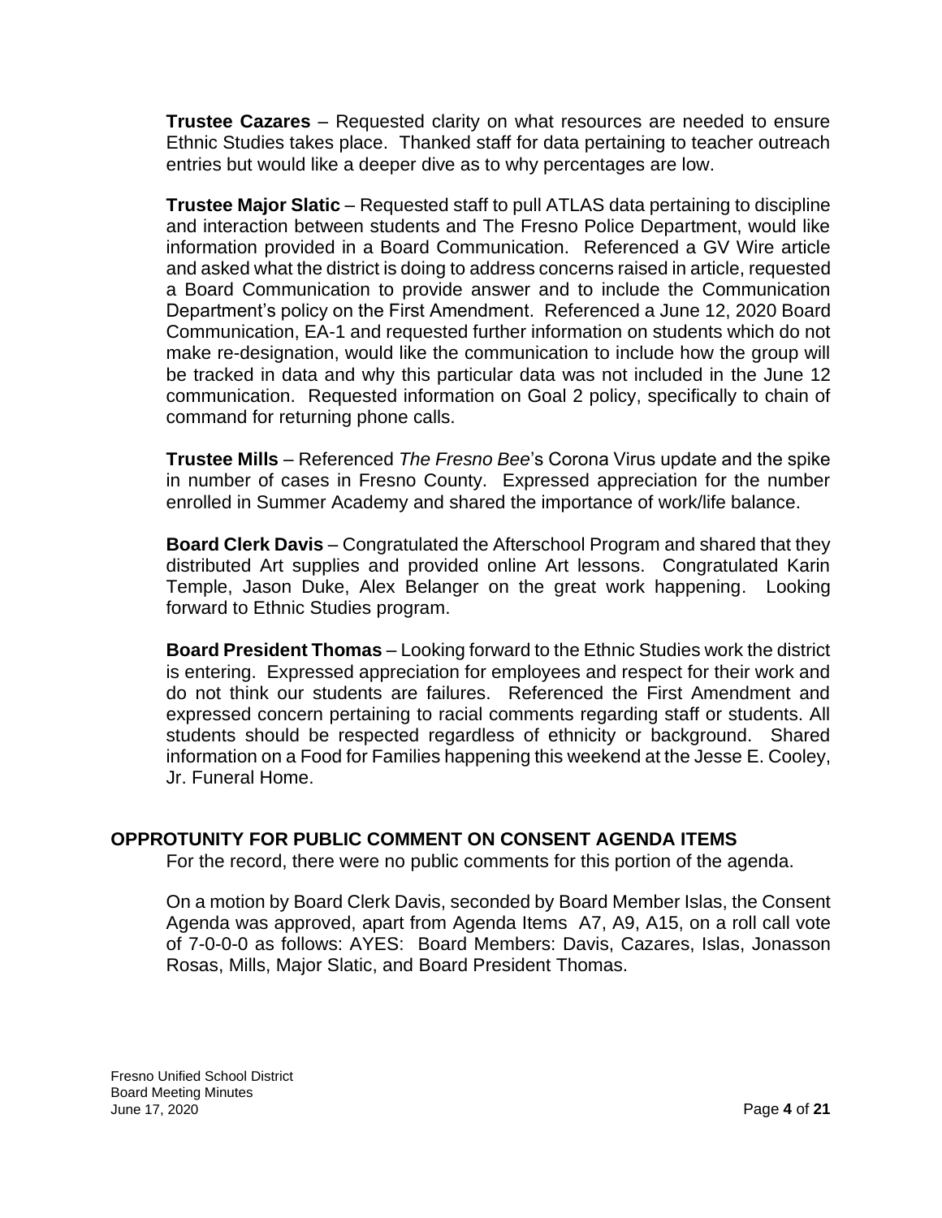**Trustee Cazares** – Requested clarity on what resources are needed to ensure Ethnic Studies takes place. Thanked staff for data pertaining to teacher outreach entries but would like a deeper dive as to why percentages are low.

**Trustee Major Slatic** – Requested staff to pull ATLAS data pertaining to discipline and interaction between students and The Fresno Police Department, would like information provided in a Board Communication. Referenced a GV Wire article and asked what the district is doing to address concerns raised in article, requested a Board Communication to provide answer and to include the Communication Department's policy on the First Amendment. Referenced a June 12, 2020 Board Communication, EA-1 and requested further information on students which do not make re-designation, would like the communication to include how the group will be tracked in data and why this particular data was not included in the June 12 communication. Requested information on Goal 2 policy, specifically to chain of command for returning phone calls.

**Trustee Mills** – Referenced *The Fresno Bee*'s Corona Virus update and the spike in number of cases in Fresno County. Expressed appreciation for the number enrolled in Summer Academy and shared the importance of work/life balance.

**Board Clerk Davis** – Congratulated the Afterschool Program and shared that they distributed Art supplies and provided online Art lessons. Congratulated Karin Temple, Jason Duke, Alex Belanger on the great work happening. Looking forward to Ethnic Studies program.

**Board President Thomas** – Looking forward to the Ethnic Studies work the district is entering. Expressed appreciation for employees and respect for their work and do not think our students are failures. Referenced the First Amendment and expressed concern pertaining to racial comments regarding staff or students. All students should be respected regardless of ethnicity or background. Shared information on a Food for Families happening this weekend at the Jesse E. Cooley, Jr. Funeral Home.

## OPPROTUNITY FOR PUBLIC COMMENT ON CONSENT AGENDA ITEMS

For the record, there were no public comments for this portion of the agenda.

On a motion by Board Clerk Davis, seconded by Board Member Islas, the Consent Agenda was approved, apart from Agenda Items A7, A9, A15, on a roll call vote of 7-0-0-0 as follows: AYES: Board Members: Davis, Cazares, Islas, Jonasson Rosas, Mills, Major Slatic, and Board President Thomas.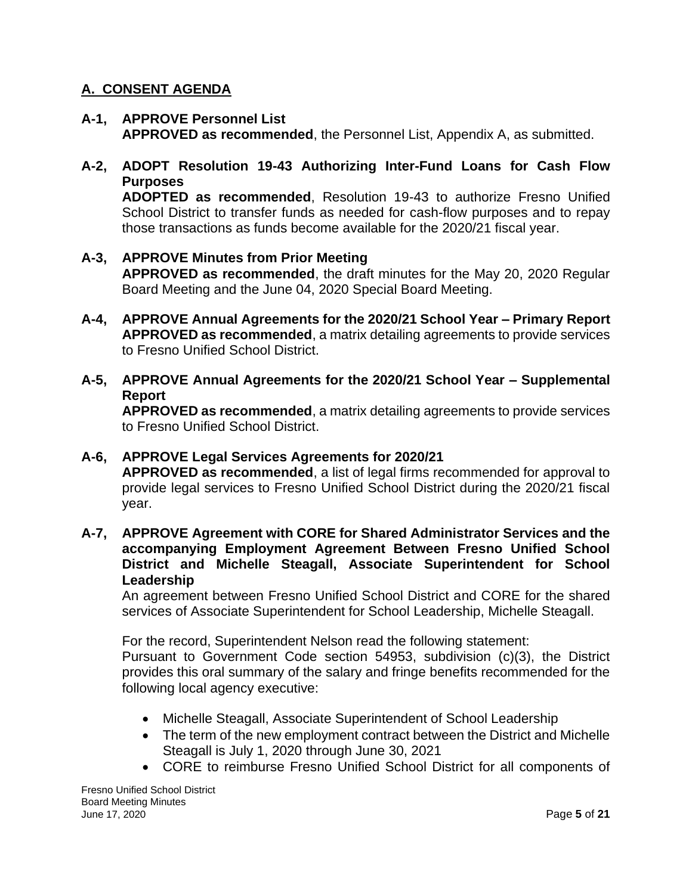## A. CONSENT AGENDA

**A-1, APPROVE Personnel List**
**APPROVED as recommended**, the Personnel List, Appendix A, as submitted.

**A-2, ADOPT Resolution 19-43 Authorizing Inter-Fund Loans for Cash Flow Purposes**
**ADOPTED as recommended**, Resolution 19-43 to authorize Fresno Unified School District to transfer funds as needed for cash-flow purposes and to repay those transactions as funds become available for the 2020/21 fiscal year.

**A-3, APPROVE Minutes from Prior Meeting**
**APPROVED as recommended**, the draft minutes for the May 20, 2020 Regular Board Meeting and the June 04, 2020 Special Board Meeting.

**A-4, APPROVE Annual Agreements for the 2020/21 School Year – Primary Report**
**APPROVED as recommended**, a matrix detailing agreements to provide services to Fresno Unified School District.

**A-5, APPROVE Annual Agreements for the 2020/21 School Year – Supplemental Report**
**APPROVED as recommended**, a matrix detailing agreements to provide services to Fresno Unified School District.

**A-6, APPROVE Legal Services Agreements for 2020/21**
**APPROVED as recommended**, a list of legal firms recommended for approval to provide legal services to Fresno Unified School District during the 2020/21 fiscal year.

**A-7, APPROVE Agreement with CORE for Shared Administrator Services and the accompanying Employment Agreement Between Fresno Unified School District and Michelle Steagall, Associate Superintendent for School Leadership**
An agreement between Fresno Unified School District and CORE for the shared services of Associate Superintendent for School Leadership, Michelle Steagall.

For the record, Superintendent Nelson read the following statement:
Pursuant to Government Code section 54953, subdivision (c)(3), the District provides this oral summary of the salary and fringe benefits recommended for the following local agency executive:

- Michelle Steagall, Associate Superintendent of School Leadership
- The term of the new employment contract between the District and Michelle Steagall is July 1, 2020 through June 30, 2021
- CORE to reimburse Fresno Unified School District for all components of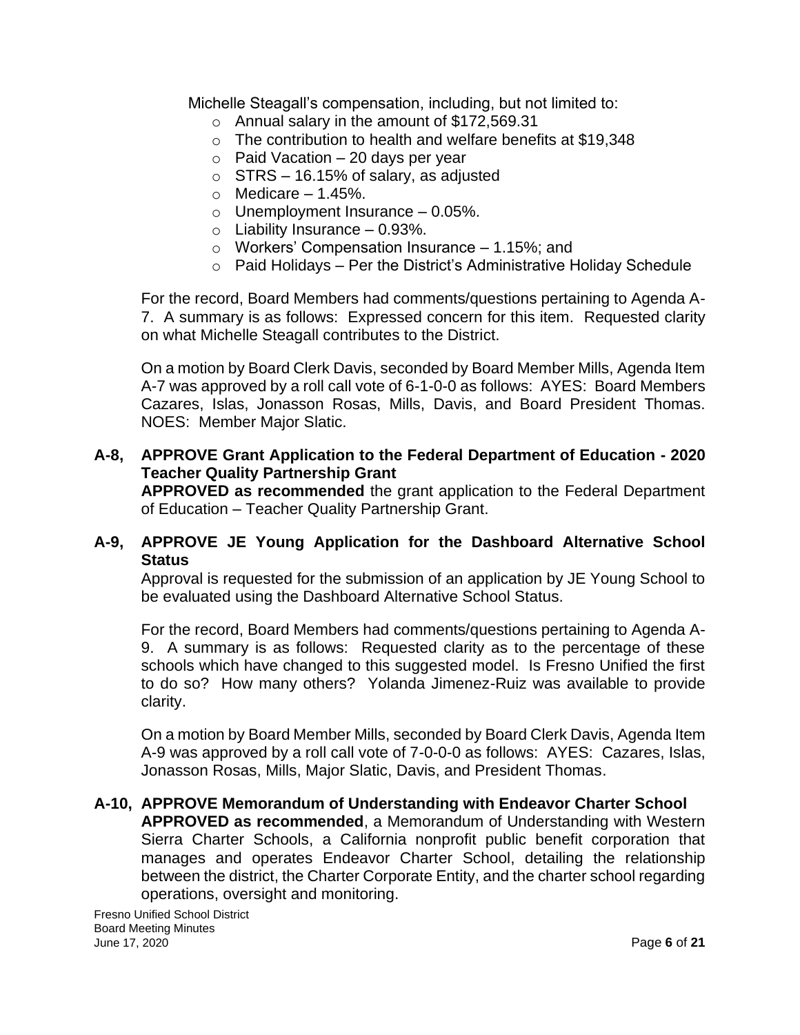Michelle Steagall's compensation, including, but not limited to:

- Annual salary in the amount of $172,569.31
- The contribution to health and welfare benefits at $19,348
- Paid Vacation – 20 days per year
- STRS – 16.15% of salary, as adjusted
- Medicare – 1.45%.
- Unemployment Insurance – 0.05%.
- Liability Insurance – 0.93%.
- Workers' Compensation Insurance – 1.15%; and
- Paid Holidays – Per the District's Administrative Holiday Schedule

For the record, Board Members had comments/questions pertaining to Agenda A-7. A summary is as follows: Expressed concern for this item. Requested clarity on what Michelle Steagall contributes to the District.

On a motion by Board Clerk Davis, seconded by Board Member Mills, Agenda Item A-7 was approved by a roll call vote of 6-1-0-0 as follows: AYES: Board Members Cazares, Islas, Jonasson Rosas, Mills, Davis, and Board President Thomas. NOES: Member Major Slatic.

**A-8, APPROVE Grant Application to the Federal Department of Education - 2020 Teacher Quality Partnership Grant**

**APPROVED as recommended** the grant application to the Federal Department of Education – Teacher Quality Partnership Grant.

**A-9, APPROVE JE Young Application for the Dashboard Alternative School Status**

Approval is requested for the submission of an application by JE Young School to be evaluated using the Dashboard Alternative School Status.

For the record, Board Members had comments/questions pertaining to Agenda A-9. A summary is as follows: Requested clarity as to the percentage of these schools which have changed to this suggested model. Is Fresno Unified the first to do so? How many others? Yolanda Jimenez-Ruiz was available to provide clarity.

On a motion by Board Member Mills, seconded by Board Clerk Davis, Agenda Item A-9 was approved by a roll call vote of 7-0-0-0 as follows: AYES: Cazares, Islas, Jonasson Rosas, Mills, Major Slatic, Davis, and President Thomas.

**A-10, APPROVE Memorandum of Understanding with Endeavor Charter School**

**APPROVED as recommended**, a Memorandum of Understanding with Western Sierra Charter Schools, a California nonprofit public benefit corporation that manages and operates Endeavor Charter School, detailing the relationship between the district, the Charter Corporate Entity, and the charter school regarding operations, oversight and monitoring.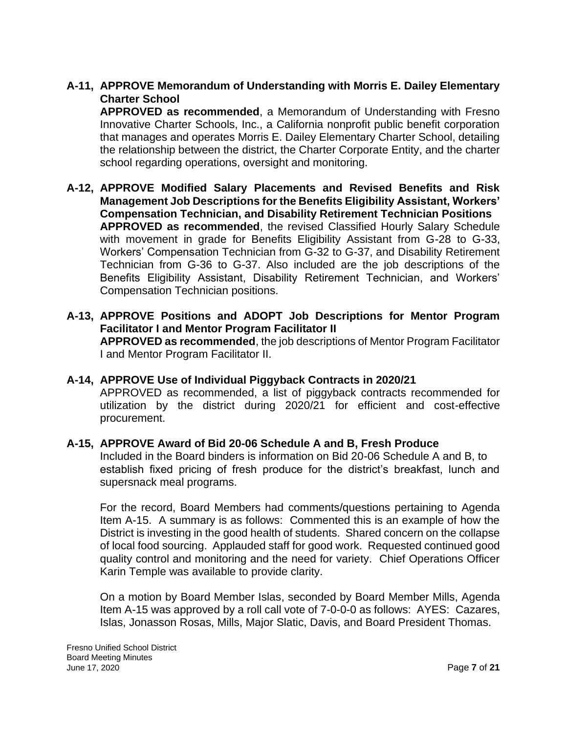**A-11, APPROVE Memorandum of Understanding with Morris E. Dailey Elementary Charter School**

**APPROVED as recommended**, a Memorandum of Understanding with Fresno Innovative Charter Schools, Inc., a California nonprofit public benefit corporation that manages and operates Morris E. Dailey Elementary Charter School, detailing the relationship between the district, the Charter Corporate Entity, and the charter school regarding operations, oversight and monitoring.

**A-12, APPROVE Modified Salary Placements and Revised Benefits and Risk Management Job Descriptions for the Benefits Eligibility Assistant, Workers' Compensation Technician, and Disability Retirement Technician Positions**

**APPROVED as recommended**, the revised Classified Hourly Salary Schedule with movement in grade for Benefits Eligibility Assistant from G-28 to G-33, Workers' Compensation Technician from G-32 to G-37, and Disability Retirement Technician from G-36 to G-37. Also included are the job descriptions of the Benefits Eligibility Assistant, Disability Retirement Technician, and Workers' Compensation Technician positions.

**A-13, APPROVE Positions and ADOPT Job Descriptions for Mentor Program Facilitator I and Mentor Program Facilitator II**

**APPROVED as recommended**, the job descriptions of Mentor Program Facilitator I and Mentor Program Facilitator II.

**A-14, APPROVE Use of Individual Piggyback Contracts in 2020/21**

APPROVED as recommended, a list of piggyback contracts recommended for utilization by the district during 2020/21 for efficient and cost-effective procurement.

**A-15, APPROVE Award of Bid 20-06 Schedule A and B, Fresh Produce**

Included in the Board binders is information on Bid 20-06 Schedule A and B, to establish fixed pricing of fresh produce for the district's breakfast, lunch and supersnack meal programs.

For the record, Board Members had comments/questions pertaining to Agenda Item A-15. A summary is as follows: Commented this is an example of how the District is investing in the good health of students. Shared concern on the collapse of local food sourcing. Applauded staff for good work. Requested continued good quality control and monitoring and the need for variety. Chief Operations Officer Karin Temple was available to provide clarity.

On a motion by Board Member Islas, seconded by Board Member Mills, Agenda Item A-15 was approved by a roll call vote of 7-0-0-0 as follows: AYES: Cazares, Islas, Jonasson Rosas, Mills, Major Slatic, Davis, and Board President Thomas.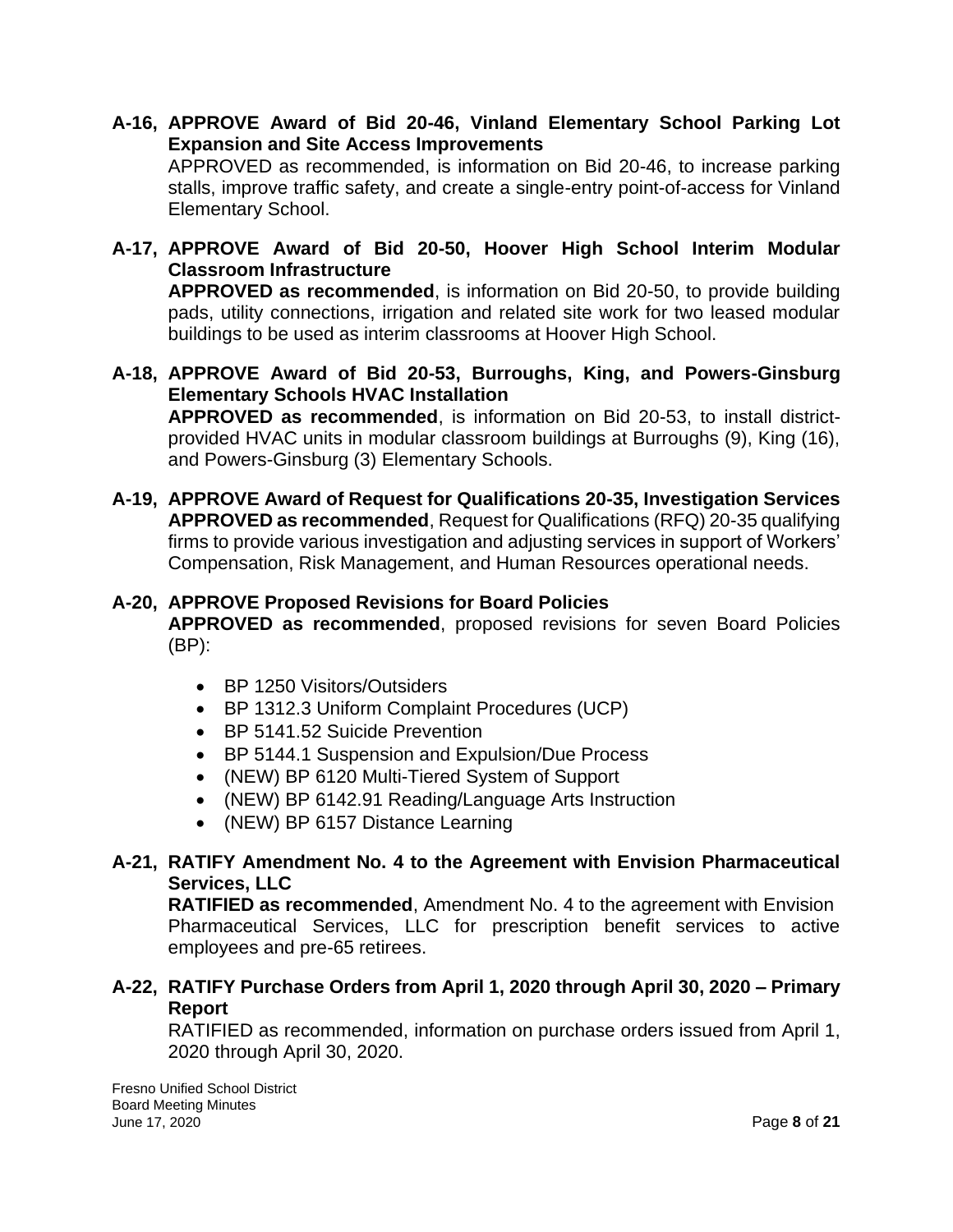**A-16, APPROVE Award of Bid 20-46, Vinland Elementary School Parking Lot Expansion and Site Access Improvements**

APPROVED as recommended, is information on Bid 20-46, to increase parking stalls, improve traffic safety, and create a single-entry point-of-access for Vinland Elementary School.

**A-17, APPROVE Award of Bid 20-50, Hoover High School Interim Modular Classroom Infrastructure**

**APPROVED as recommended**, is information on Bid 20-50, to provide building pads, utility connections, irrigation and related site work for two leased modular buildings to be used as interim classrooms at Hoover High School.

**A-18, APPROVE Award of Bid 20-53, Burroughs, King, and Powers-Ginsburg Elementary Schools HVAC Installation**

**APPROVED as recommended**, is information on Bid 20-53, to install district-provided HVAC units in modular classroom buildings at Burroughs (9), King (16), and Powers-Ginsburg (3) Elementary Schools.

**A-19, APPROVE Award of Request for Qualifications 20-35, Investigation Services**

**APPROVED as recommended**, Request for Qualifications (RFQ) 20-35 qualifying firms to provide various investigation and adjusting services in support of Workers' Compensation, Risk Management, and Human Resources operational needs.

**A-20, APPROVE Proposed Revisions for Board Policies**

**APPROVED as recommended**, proposed revisions for seven Board Policies (BP):

- BP 1250 Visitors/Outsiders
- BP 1312.3 Uniform Complaint Procedures (UCP)
- BP 5141.52 Suicide Prevention
- BP 5144.1 Suspension and Expulsion/Due Process
- (NEW) BP 6120 Multi-Tiered System of Support
- (NEW) BP 6142.91 Reading/Language Arts Instruction
- (NEW) BP 6157 Distance Learning

**A-21, RATIFY Amendment No. 4 to the Agreement with Envision Pharmaceutical Services, LLC**

**RATIFIED as recommended**, Amendment No. 4 to the agreement with Envision Pharmaceutical Services, LLC for prescription benefit services to active employees and pre-65 retirees.

**A-22, RATIFY Purchase Orders from April 1, 2020 through April 30, 2020 – Primary Report**

RATIFIED as recommended, information on purchase orders issued from April 1, 2020 through April 30, 2020.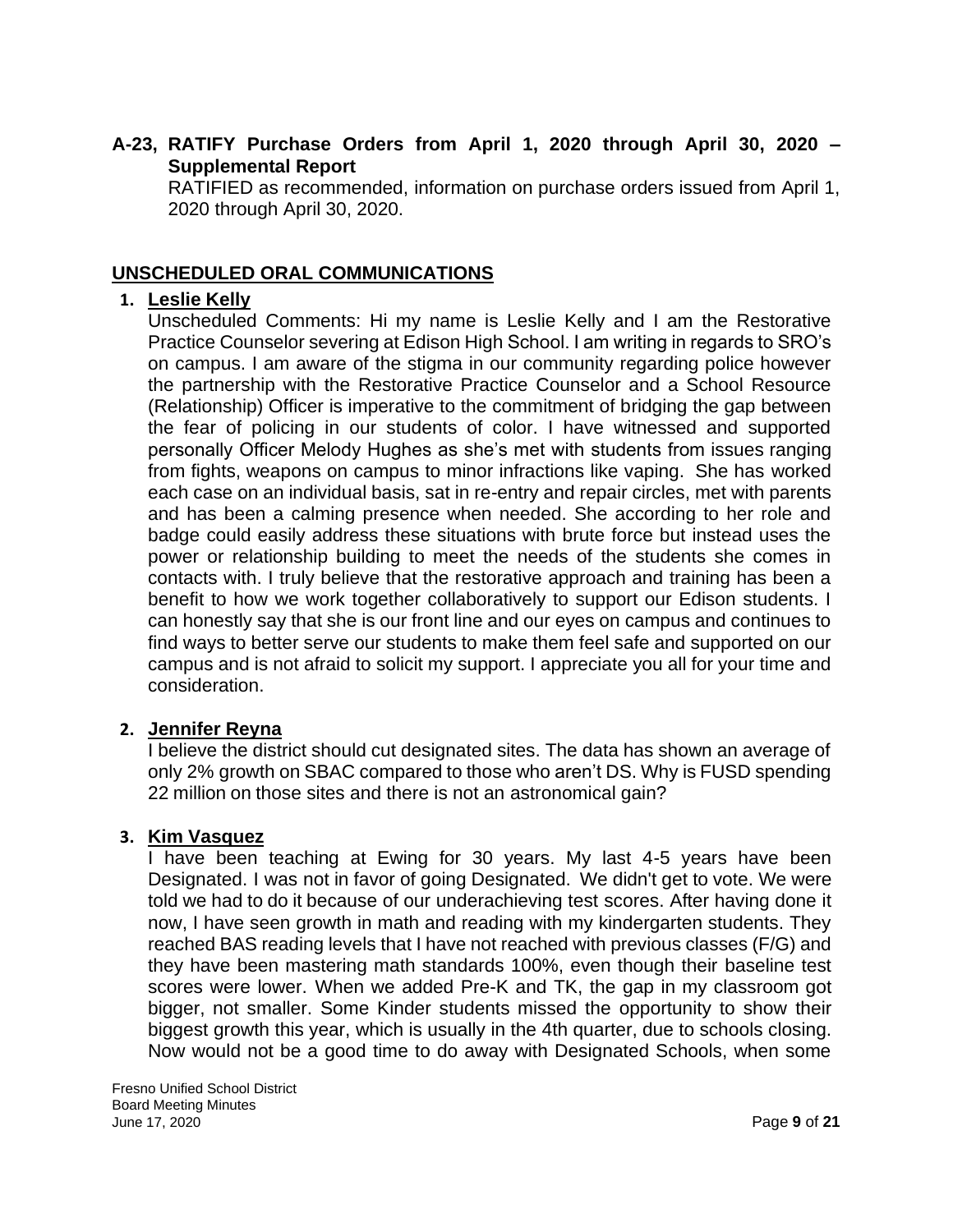**A-23, RATIFY Purchase Orders from April 1, 2020 through April 30, 2020 – Supplemental Report**

RATIFIED as recommended, information on purchase orders issued from April 1, 2020 through April 30, 2020.

## UNSCHEDULED ORAL COMMUNICATIONS

1. **Leslie Kelly**

   Unscheduled Comments: Hi my name is Leslie Kelly and I am the Restorative Practice Counselor severing at Edison High School. I am writing in regards to SRO's on campus. I am aware of the stigma in our community regarding police however the partnership with the Restorative Practice Counselor and a School Resource (Relationship) Officer is imperative to the commitment of bridging the gap between the fear of policing in our students of color. I have witnessed and supported personally Officer Melody Hughes as she's met with students from issues ranging from fights, weapons on campus to minor infractions like vaping. She has worked each case on an individual basis, sat in re-entry and repair circles, met with parents and has been a calming presence when needed. She according to her role and badge could easily address these situations with brute force but instead uses the power or relationship building to meet the needs of the students she comes in contacts with. I truly believe that the restorative approach and training has been a benefit to how we work together collaboratively to support our Edison students. I can honestly say that she is our front line and our eyes on campus and continues to find ways to better serve our students to make them feel safe and supported on our campus and is not afraid to solicit my support. I appreciate you all for your time and consideration.

2. **Jennifer Reyna**

   I believe the district should cut designated sites. The data has shown an average of only 2% growth on SBAC compared to those who aren't DS. Why is FUSD spending 22 million on those sites and there is not an astronomical gain?

3. **Kim Vasquez**

   I have been teaching at Ewing for 30 years. My last 4-5 years have been Designated. I was not in favor of going Designated. We didn't get to vote. We were told we had to do it because of our underachieving test scores. After having done it now, I have seen growth in math and reading with my kindergarten students. They reached BAS reading levels that I have not reached with previous classes (F/G) and they have been mastering math standards 100%, even though their baseline test scores were lower. When we added Pre-K and TK, the gap in my classroom got bigger, not smaller. Some Kinder students missed the opportunity to show their biggest growth this year, which is usually in the 4th quarter, due to schools closing. Now would not be a good time to do away with Designated Schools, when some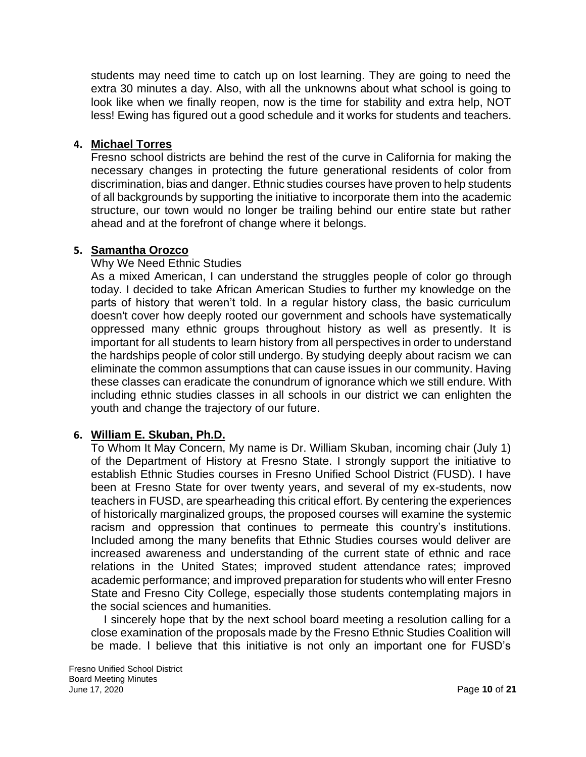students may need time to catch up on lost learning. They are going to need the extra 30 minutes a day. Also, with all the unknowns about what school is going to look like when we finally reopen, now is the time for stability and extra help, NOT less! Ewing has figured out a good schedule and it works for students and teachers.

4. **Michael Torres**

Fresno school districts are behind the rest of the curve in California for making the necessary changes in protecting the future generational residents of color from discrimination, bias and danger. Ethnic studies courses have proven to help students of all backgrounds by supporting the initiative to incorporate them into the academic structure, our town would no longer be trailing behind our entire state but rather ahead and at the forefront of change where it belongs.

5. **Samantha Orozco**

Why We Need Ethnic Studies

As a mixed American, I can understand the struggles people of color go through today. I decided to take African American Studies to further my knowledge on the parts of history that weren't told. In a regular history class, the basic curriculum doesn't cover how deeply rooted our government and schools have systematically oppressed many ethnic groups throughout history as well as presently. It is important for all students to learn history from all perspectives in order to understand the hardships people of color still undergo. By studying deeply about racism we can eliminate the common assumptions that can cause issues in our community. Having these classes can eradicate the conundrum of ignorance which we still endure. With including ethnic studies classes in all schools in our district we can enlighten the youth and change the trajectory of our future.

6. **William E. Skuban, Ph.D.**

To Whom It May Concern, My name is Dr. William Skuban, incoming chair (July 1) of the Department of History at Fresno State. I strongly support the initiative to establish Ethnic Studies courses in Fresno Unified School District (FUSD). I have been at Fresno State for over twenty years, and several of my ex-students, now teachers in FUSD, are spearheading this critical effort. By centering the experiences of historically marginalized groups, the proposed courses will examine the systemic racism and oppression that continues to permeate this country's institutions. Included among the many benefits that Ethnic Studies courses would deliver are increased awareness and understanding of the current state of ethnic and race relations in the United States; improved student attendance rates; improved academic performance; and improved preparation for students who will enter Fresno State and Fresno City College, especially those students contemplating majors in the social sciences and humanities.

I sincerely hope that by the next school board meeting a resolution calling for a close examination of the proposals made by the Fresno Ethnic Studies Coalition will be made. I believe that this initiative is not only an important one for FUSD's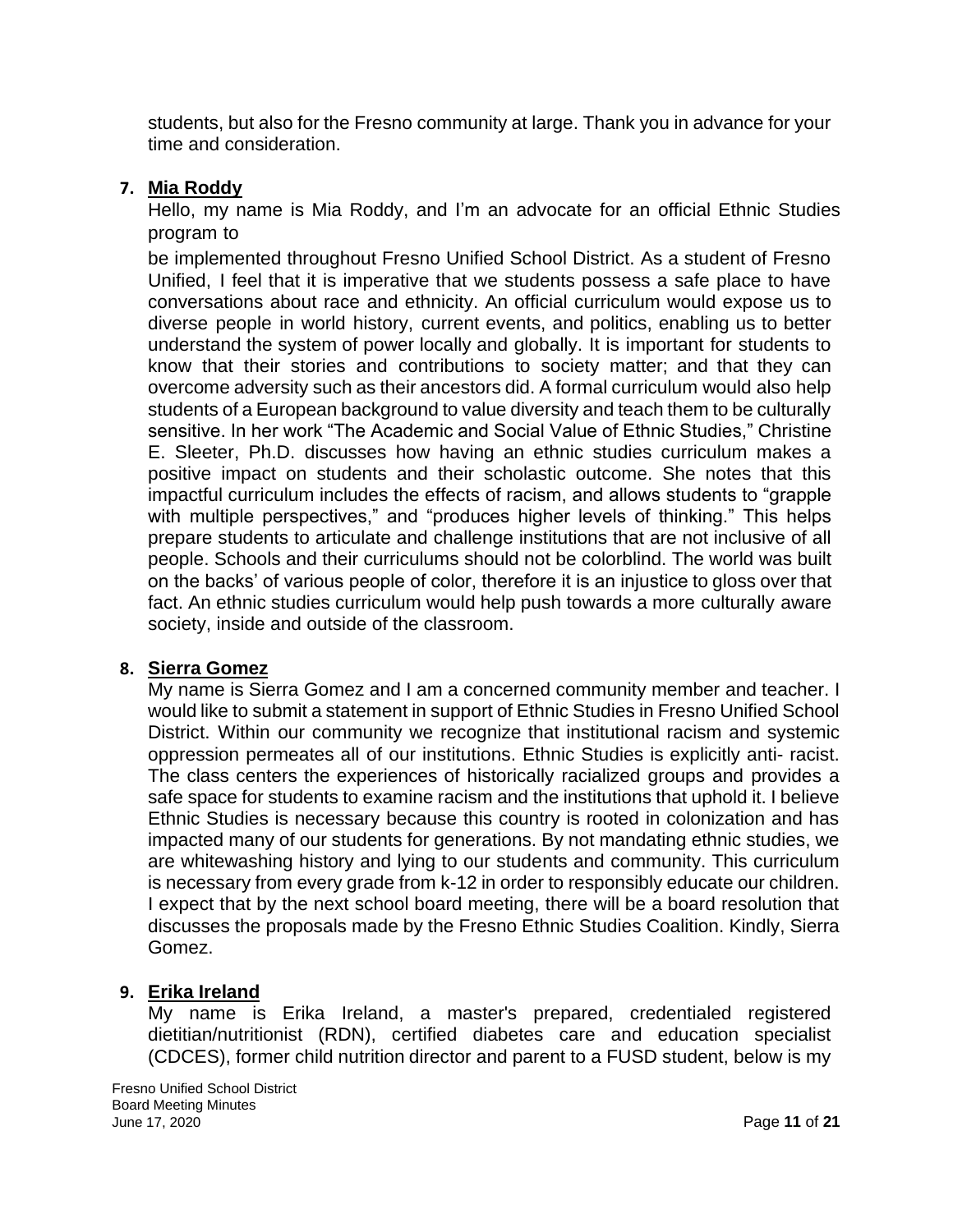students, but also for the Fresno community at large. Thank you in advance for your time and consideration.

7. **Mia Roddy**

Hello, my name is Mia Roddy, and I'm an advocate for an official Ethnic Studies program to

be implemented throughout Fresno Unified School District. As a student of Fresno Unified, I feel that it is imperative that we students possess a safe place to have conversations about race and ethnicity. An official curriculum would expose us to diverse people in world history, current events, and politics, enabling us to better understand the system of power locally and globally. It is important for students to know that their stories and contributions to society matter; and that they can overcome adversity such as their ancestors did. A formal curriculum would also help students of a European background to value diversity and teach them to be culturally sensitive. In her work "The Academic and Social Value of Ethnic Studies," Christine E. Sleeter, Ph.D. discusses how having an ethnic studies curriculum makes a positive impact on students and their scholastic outcome. She notes that this impactful curriculum includes the effects of racism, and allows students to "grapple with multiple perspectives," and "produces higher levels of thinking." This helps prepare students to articulate and challenge institutions that are not inclusive of all people. Schools and their curriculums should not be colorblind. The world was built on the backs' of various people of color, therefore it is an injustice to gloss over that fact. An ethnic studies curriculum would help push towards a more culturally aware society, inside and outside of the classroom.

8. **Sierra Gomez**

My name is Sierra Gomez and I am a concerned community member and teacher. I would like to submit a statement in support of Ethnic Studies in Fresno Unified School District. Within our community we recognize that institutional racism and systemic oppression permeates all of our institutions. Ethnic Studies is explicitly anti- racist. The class centers the experiences of historically racialized groups and provides a safe space for students to examine racism and the institutions that uphold it. I believe Ethnic Studies is necessary because this country is rooted in colonization and has impacted many of our students for generations. By not mandating ethnic studies, we are whitewashing history and lying to our students and community. This curriculum is necessary from every grade from k-12 in order to responsibly educate our children. I expect that by the next school board meeting, there will be a board resolution that discusses the proposals made by the Fresno Ethnic Studies Coalition. Kindly, Sierra Gomez.

9. **Erika Ireland**

My name is Erika Ireland, a master's prepared, credentialed registered dietitian/nutritionist (RDN), certified diabetes care and education specialist (CDCES), former child nutrition director and parent to a FUSD student, below is my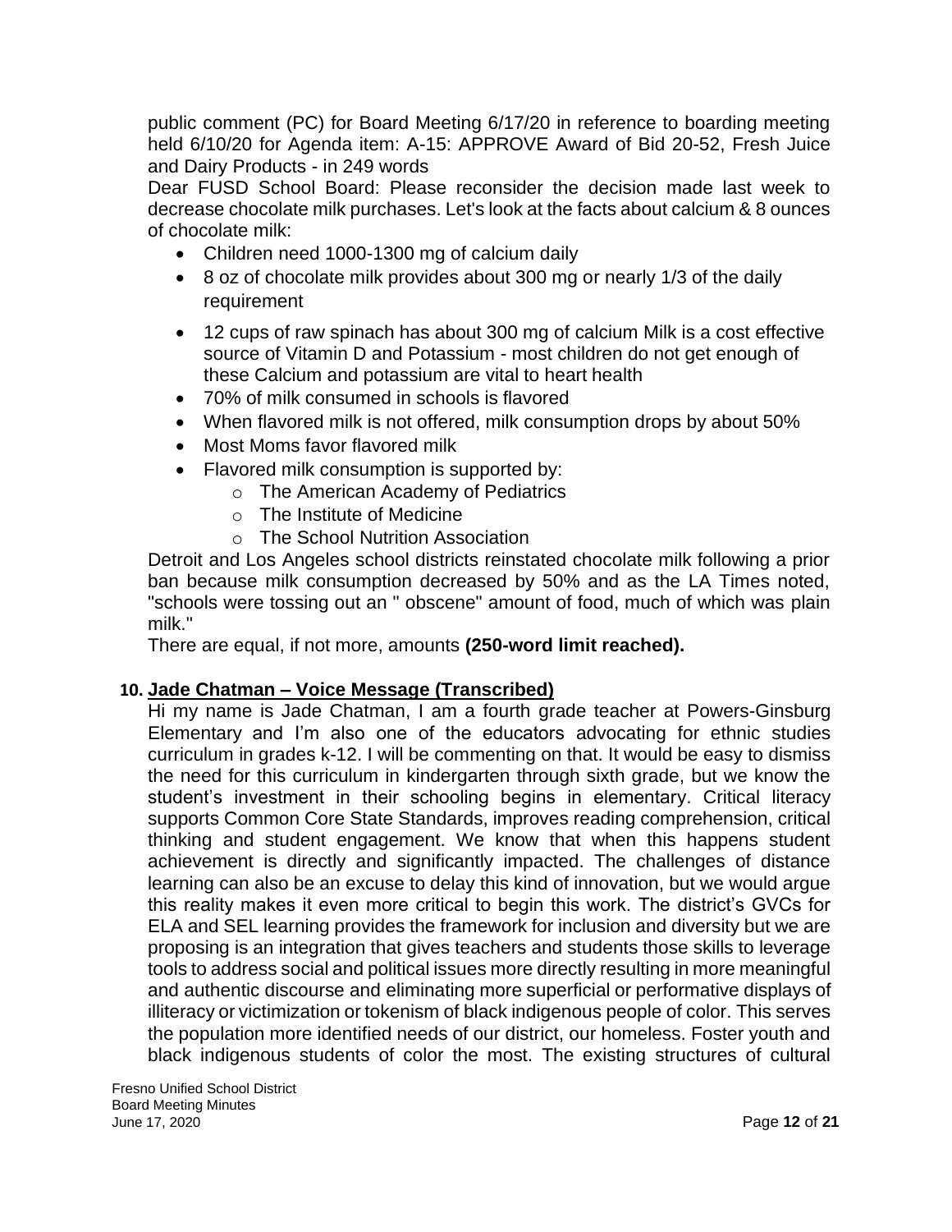public comment (PC) for Board Meeting 6/17/20 in reference to boarding meeting held 6/10/20 for Agenda item: A-15: APPROVE Award of Bid 20-52, Fresh Juice and Dairy Products - in 249 words

Dear FUSD School Board: Please reconsider the decision made last week to decrease chocolate milk purchases. Let's look at the facts about calcium & 8 ounces of chocolate milk:

- Children need 1000-1300 mg of calcium daily
- 8 oz of chocolate milk provides about 300 mg or nearly 1/3 of the daily requirement
- 12 cups of raw spinach has about 300 mg of calcium Milk is a cost effective source of Vitamin D and Potassium - most children do not get enough of these Calcium and potassium are vital to heart health
- 70% of milk consumed in schools is flavored
- When flavored milk is not offered, milk consumption drops by about 50%
- Most Moms favor flavored milk
- Flavored milk consumption is supported by:
  - The American Academy of Pediatrics
  - The Institute of Medicine
  - The School Nutrition Association

Detroit and Los Angeles school districts reinstated chocolate milk following a prior ban because milk consumption decreased by 50% and as the LA Times noted, "schools were tossing out an " obscene" amount of food, much of which was plain milk."

There are equal, if not more, amounts **(250-word limit reached).**

**10. Jade Chatman – Voice Message (Transcribed)**

Hi my name is Jade Chatman, I am a fourth grade teacher at Powers-Ginsburg Elementary and I'm also one of the educators advocating for ethnic studies curriculum in grades k-12. I will be commenting on that. It would be easy to dismiss the need for this curriculum in kindergarten through sixth grade, but we know the student's investment in their schooling begins in elementary. Critical literacy supports Common Core State Standards, improves reading comprehension, critical thinking and student engagement. We know that when this happens student achievement is directly and significantly impacted. The challenges of distance learning can also be an excuse to delay this kind of innovation, but we would argue this reality makes it even more critical to begin this work. The district's GVCs for ELA and SEL learning provides the framework for inclusion and diversity but we are proposing is an integration that gives teachers and students those skills to leverage tools to address social and political issues more directly resulting in more meaningful and authentic discourse and eliminating more superficial or performative displays of illiteracy or victimization or tokenism of black indigenous people of color. This serves the population more identified needs of our district, our homeless. Foster youth and black indigenous students of color the most. The existing structures of cultural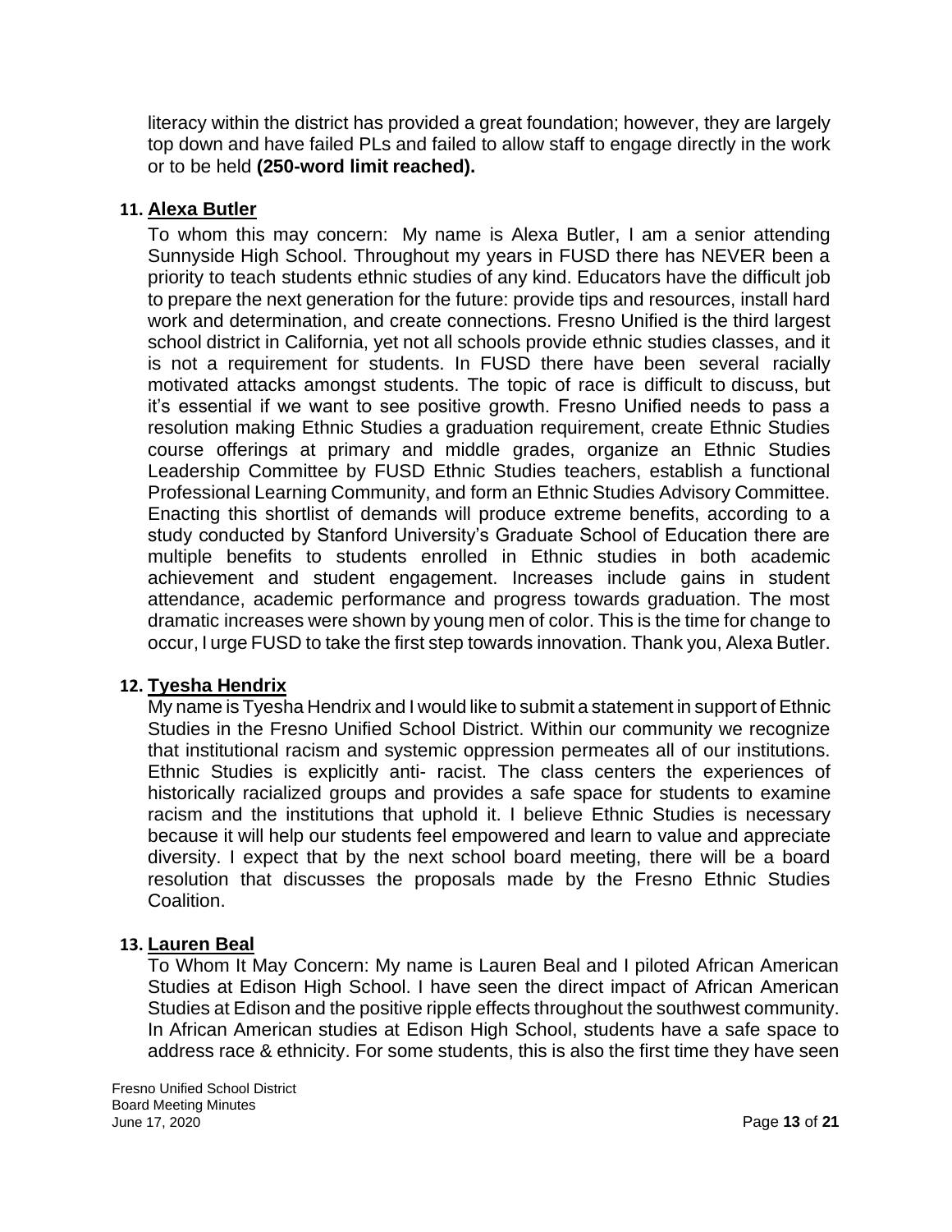literacy within the district has provided a great foundation; however, they are largely top down and have failed PLs and failed to allow staff to engage directly in the work or to be held **(250-word limit reached).**

**11. Alexa Butler**

To whom this may concern: My name is Alexa Butler, I am a senior attending Sunnyside High School. Throughout my years in FUSD there has NEVER been a priority to teach students ethnic studies of any kind. Educators have the difficult job to prepare the next generation for the future: provide tips and resources, install hard work and determination, and create connections. Fresno Unified is the third largest school district in California, yet not all schools provide ethnic studies classes, and it is not a requirement for students. In FUSD there have been several racially motivated attacks amongst students. The topic of race is difficult to discuss, but it's essential if we want to see positive growth. Fresno Unified needs to pass a resolution making Ethnic Studies a graduation requirement, create Ethnic Studies course offerings at primary and middle grades, organize an Ethnic Studies Leadership Committee by FUSD Ethnic Studies teachers, establish a functional Professional Learning Community, and form an Ethnic Studies Advisory Committee. Enacting this shortlist of demands will produce extreme benefits, according to a study conducted by Stanford University's Graduate School of Education there are multiple benefits to students enrolled in Ethnic studies in both academic achievement and student engagement. Increases include gains in student attendance, academic performance and progress towards graduation. The most dramatic increases were shown by young men of color. This is the time for change to occur, I urge FUSD to take the first step towards innovation. Thank you, Alexa Butler.

**12. Tyesha Hendrix**

My name is Tyesha Hendrix and I would like to submit a statement in support of Ethnic Studies in the Fresno Unified School District. Within our community we recognize that institutional racism and systemic oppression permeates all of our institutions. Ethnic Studies is explicitly anti- racist. The class centers the experiences of historically racialized groups and provides a safe space for students to examine racism and the institutions that uphold it. I believe Ethnic Studies is necessary because it will help our students feel empowered and learn to value and appreciate diversity. I expect that by the next school board meeting, there will be a board resolution that discusses the proposals made by the Fresno Ethnic Studies Coalition.

**13. Lauren Beal**

To Whom It May Concern: My name is Lauren Beal and I piloted African American Studies at Edison High School. I have seen the direct impact of African American Studies at Edison and the positive ripple effects throughout the southwest community. In African American studies at Edison High School, students have a safe space to address race & ethnicity. For some students, this is also the first time they have seen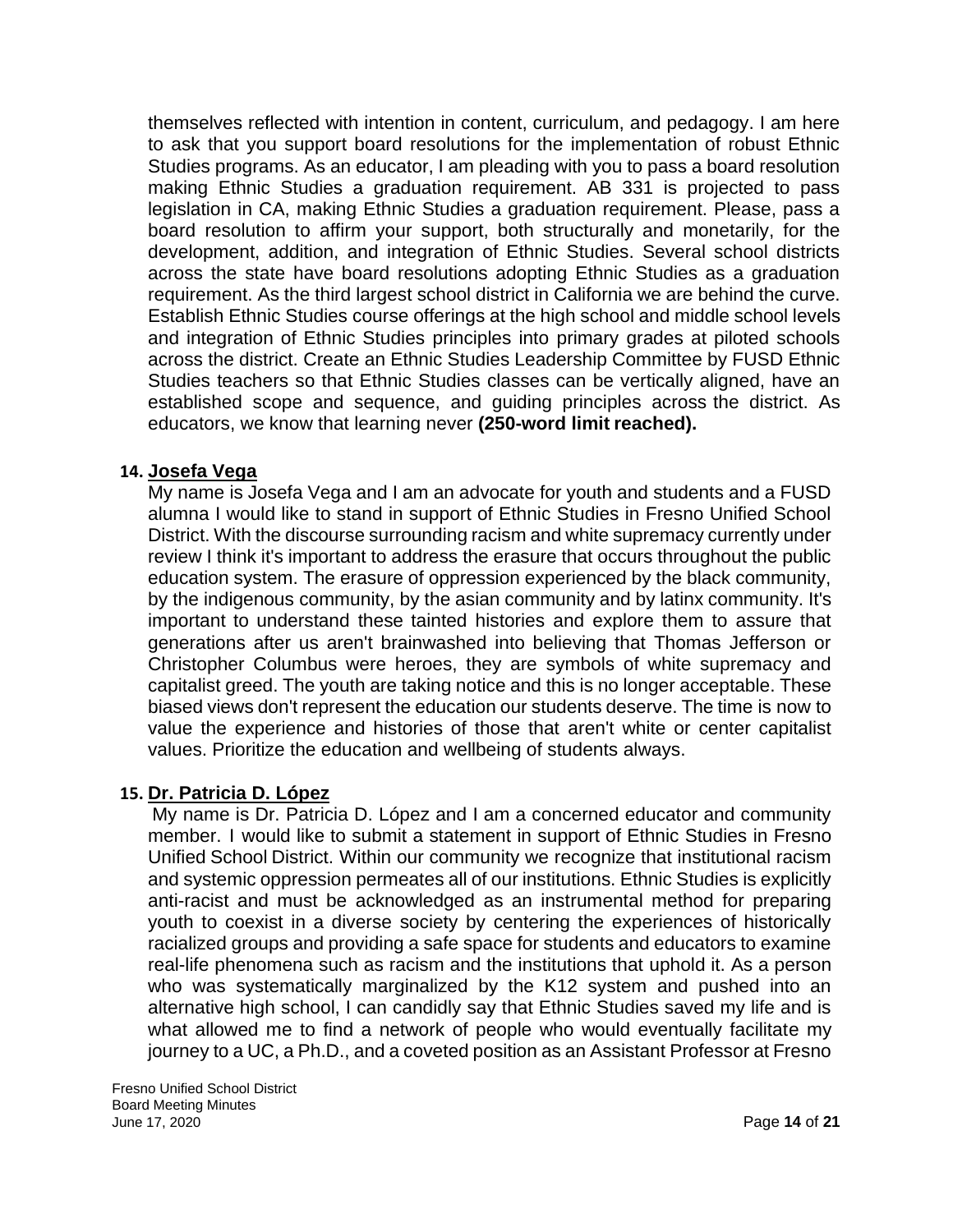themselves reflected with intention in content, curriculum, and pedagogy. I am here to ask that you support board resolutions for the implementation of robust Ethnic Studies programs. As an educator, I am pleading with you to pass a board resolution making Ethnic Studies a graduation requirement. AB 331 is projected to pass legislation in CA, making Ethnic Studies a graduation requirement. Please, pass a board resolution to affirm your support, both structurally and monetarily, for the development, addition, and integration of Ethnic Studies. Several school districts across the state have board resolutions adopting Ethnic Studies as a graduation requirement. As the third largest school district in California we are behind the curve. Establish Ethnic Studies course offerings at the high school and middle school levels and integration of Ethnic Studies principles into primary grades at piloted schools across the district. Create an Ethnic Studies Leadership Committee by FUSD Ethnic Studies teachers so that Ethnic Studies classes can be vertically aligned, have an established scope and sequence, and guiding principles across the district. As educators, we know that learning never **(250-word limit reached).**

14. **Josefa Vega**

My name is Josefa Vega and I am an advocate for youth and students and a FUSD alumna I would like to stand in support of Ethnic Studies in Fresno Unified School District. With the discourse surrounding racism and white supremacy currently under review I think it's important to address the erasure that occurs throughout the public education system. The erasure of oppression experienced by the black community, by the indigenous community, by the asian community and by latinx community. It's important to understand these tainted histories and explore them to assure that generations after us aren't brainwashed into believing that Thomas Jefferson or Christopher Columbus were heroes, they are symbols of white supremacy and capitalist greed. The youth are taking notice and this is no longer acceptable. These biased views don't represent the education our students deserve. The time is now to value the experience and histories of those that aren't white or center capitalist values. Prioritize the education and wellbeing of students always.

15. **Dr. Patricia D. López**

My name is Dr. Patricia D. López and I am a concerned educator and community member. I would like to submit a statement in support of Ethnic Studies in Fresno Unified School District. Within our community we recognize that institutional racism and systemic oppression permeates all of our institutions. Ethnic Studies is explicitly anti-racist and must be acknowledged as an instrumental method for preparing youth to coexist in a diverse society by centering the experiences of historically racialized groups and providing a safe space for students and educators to examine real-life phenomena such as racism and the institutions that uphold it. As a person who was systematically marginalized by the K12 system and pushed into an alternative high school, I can candidly say that Ethnic Studies saved my life and is what allowed me to find a network of people who would eventually facilitate my journey to a UC, a Ph.D., and a coveted position as an Assistant Professor at Fresno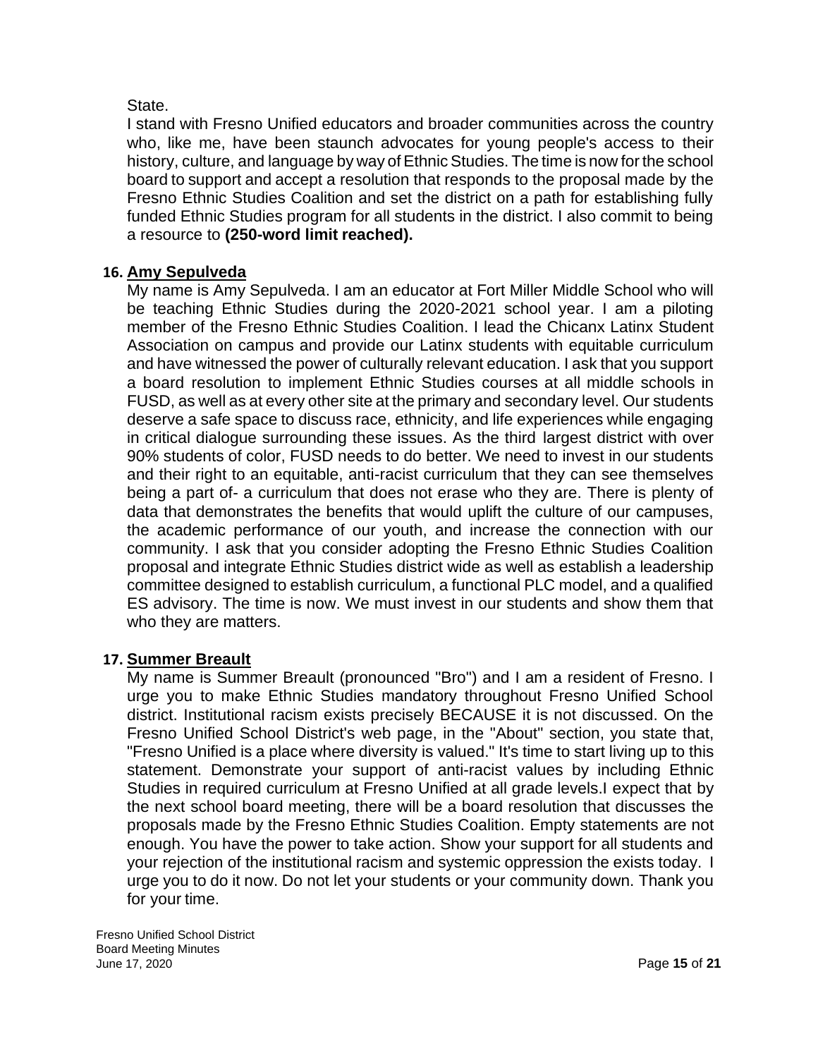State.
I stand with Fresno Unified educators and broader communities across the country who, like me, have been staunch advocates for young people's access to their history, culture, and language by way of Ethnic Studies. The time is now for the school board to support and accept a resolution that responds to the proposal made by the Fresno Ethnic Studies Coalition and set the district on a path for establishing fully funded Ethnic Studies program for all students in the district. I also commit to being a resource to **(250-word limit reached).**

16. **Amy Sepulveda**

My name is Amy Sepulveda. I am an educator at Fort Miller Middle School who will be teaching Ethnic Studies during the 2020-2021 school year. I am a piloting member of the Fresno Ethnic Studies Coalition. I lead the Chicanx Latinx Student Association on campus and provide our Latinx students with equitable curriculum and have witnessed the power of culturally relevant education. I ask that you support a board resolution to implement Ethnic Studies courses at all middle schools in FUSD, as well as at every other site at the primary and secondary level. Our students deserve a safe space to discuss race, ethnicity, and life experiences while engaging in critical dialogue surrounding these issues. As the third largest district with over 90% students of color, FUSD needs to do better. We need to invest in our students and their right to an equitable, anti-racist curriculum that they can see themselves being a part of- a curriculum that does not erase who they are. There is plenty of data that demonstrates the benefits that would uplift the culture of our campuses, the academic performance of our youth, and increase the connection with our community. I ask that you consider adopting the Fresno Ethnic Studies Coalition proposal and integrate Ethnic Studies district wide as well as establish a leadership committee designed to establish curriculum, a functional PLC model, and a qualified ES advisory. The time is now. We must invest in our students and show them that who they are matters.

17. **Summer Breault**

My name is Summer Breault (pronounced "Bro") and I am a resident of Fresno. I urge you to make Ethnic Studies mandatory throughout Fresno Unified School district. Institutional racism exists precisely BECAUSE it is not discussed. On the Fresno Unified School District's web page, in the "About" section, you state that, "Fresno Unified is a place where diversity is valued." It's time to start living up to this statement. Demonstrate your support of anti-racist values by including Ethnic Studies in required curriculum at Fresno Unified at all grade levels.I expect that by the next school board meeting, there will be a board resolution that discusses the proposals made by the Fresno Ethnic Studies Coalition. Empty statements are not enough. You have the power to take action. Show your support for all students and your rejection of the institutional racism and systemic oppression the exists today. I urge you to do it now. Do not let your students or your community down. Thank you for your time.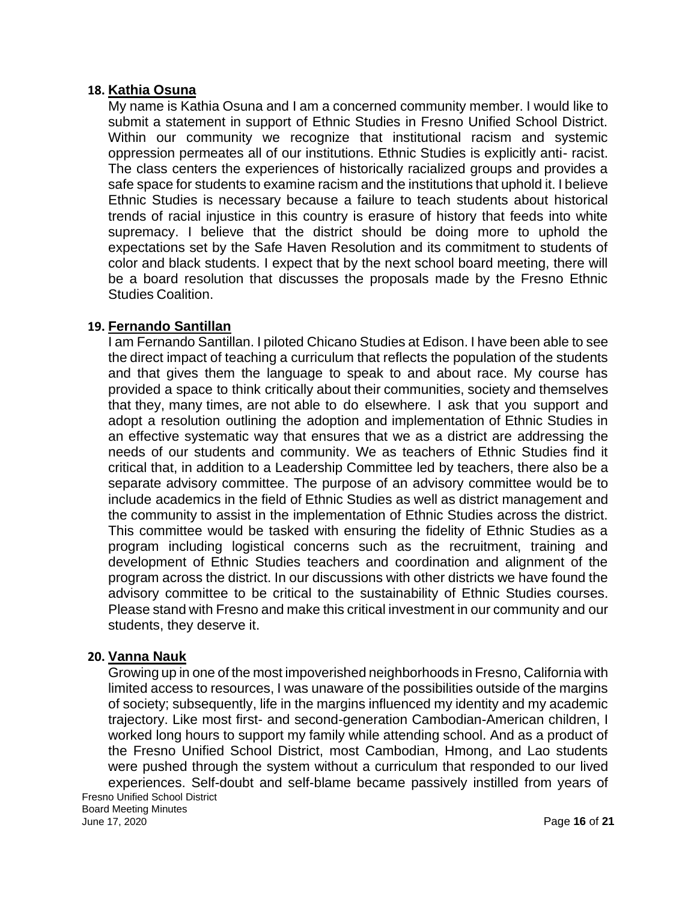**18. Kathia Osuna**

My name is Kathia Osuna and I am a concerned community member. I would like to submit a statement in support of Ethnic Studies in Fresno Unified School District. Within our community we recognize that institutional racism and systemic oppression permeates all of our institutions. Ethnic Studies is explicitly anti- racist. The class centers the experiences of historically racialized groups and provides a safe space for students to examine racism and the institutions that uphold it. I believe Ethnic Studies is necessary because a failure to teach students about historical trends of racial injustice in this country is erasure of history that feeds into white supremacy. I believe that the district should be doing more to uphold the expectations set by the Safe Haven Resolution and its commitment to students of color and black students. I expect that by the next school board meeting, there will be a board resolution that discusses the proposals made by the Fresno Ethnic Studies Coalition.

**19. Fernando Santillan**

I am Fernando Santillan. I piloted Chicano Studies at Edison. I have been able to see the direct impact of teaching a curriculum that reflects the population of the students and that gives them the language to speak to and about race. My course has provided a space to think critically about their communities, society and themselves that they, many times, are not able to do elsewhere. I ask that you support and adopt a resolution outlining the adoption and implementation of Ethnic Studies in an effective systematic way that ensures that we as a district are addressing the needs of our students and community. We as teachers of Ethnic Studies find it critical that, in addition to a Leadership Committee led by teachers, there also be a separate advisory committee. The purpose of an advisory committee would be to include academics in the field of Ethnic Studies as well as district management and the community to assist in the implementation of Ethnic Studies across the district. This committee would be tasked with ensuring the fidelity of Ethnic Studies as a program including logistical concerns such as the recruitment, training and development of Ethnic Studies teachers and coordination and alignment of the program across the district. In our discussions with other districts we have found the advisory committee to be critical to the sustainability of Ethnic Studies courses. Please stand with Fresno and make this critical investment in our community and our students, they deserve it.

**20. Vanna Nauk**

Growing up in one of the most impoverished neighborhoods in Fresno, California with limited access to resources, I was unaware of the possibilities outside of the margins of society; subsequently, life in the margins influenced my identity and my academic trajectory. Like most first- and second-generation Cambodian-American children, I worked long hours to support my family while attending school. And as a product of the Fresno Unified School District, most Cambodian, Hmong, and Lao students were pushed through the system without a curriculum that responded to our lived experiences. Self-doubt and self-blame became passively instilled from years of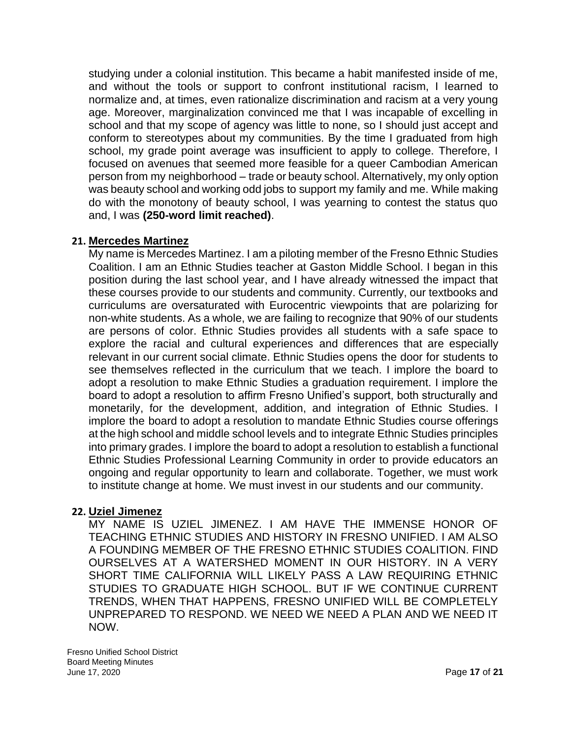studying under a colonial institution. This became a habit manifested inside of me, and without the tools or support to confront institutional racism, I learned to normalize and, at times, even rationalize discrimination and racism at a very young age. Moreover, marginalization convinced me that I was incapable of excelling in school and that my scope of agency was little to none, so I should just accept and conform to stereotypes about my communities. By the time I graduated from high school, my grade point average was insufficient to apply to college. Therefore, I focused on avenues that seemed more feasible for a queer Cambodian American person from my neighborhood – trade or beauty school. Alternatively, my only option was beauty school and working odd jobs to support my family and me. While making do with the monotony of beauty school, I was yearning to contest the status quo and, I was **(250-word limit reached)**.

21. **Mercedes Martinez**

My name is Mercedes Martinez. I am a piloting member of the Fresno Ethnic Studies Coalition. I am an Ethnic Studies teacher at Gaston Middle School. I began in this position during the last school year, and I have already witnessed the impact that these courses provide to our students and community. Currently, our textbooks and curriculums are oversaturated with Eurocentric viewpoints that are polarizing for non-white students. As a whole, we are failing to recognize that 90% of our students are persons of color. Ethnic Studies provides all students with a safe space to explore the racial and cultural experiences and differences that are especially relevant in our current social climate. Ethnic Studies opens the door for students to see themselves reflected in the curriculum that we teach. I implore the board to adopt a resolution to make Ethnic Studies a graduation requirement. I implore the board to adopt a resolution to affirm Fresno Unified's support, both structurally and monetarily, for the development, addition, and integration of Ethnic Studies. I implore the board to adopt a resolution to mandate Ethnic Studies course offerings at the high school and middle school levels and to integrate Ethnic Studies principles into primary grades. I implore the board to adopt a resolution to establish a functional Ethnic Studies Professional Learning Community in order to provide educators an ongoing and regular opportunity to learn and collaborate. Together, we must work to institute change at home. We must invest in our students and our community.

22. **Uziel Jimenez**

MY NAME IS UZIEL JIMENEZ. I AM HAVE THE IMMENSE HONOR OF TEACHING ETHNIC STUDIES AND HISTORY IN FRESNO UNIFIED. I AM ALSO A FOUNDING MEMBER OF THE FRESNO ETHNIC STUDIES COALITION. FIND OURSELVES AT A WATERSHED MOMENT IN OUR HISTORY. IN A VERY SHORT TIME CALIFORNIA WILL LIKELY PASS A LAW REQUIRING ETHNIC STUDIES TO GRADUATE HIGH SCHOOL. BUT IF WE CONTINUE CURRENT TRENDS, WHEN THAT HAPPENS, FRESNO UNIFIED WILL BE COMPLETELY UNPREPARED TO RESPOND. WE NEED WE NEED A PLAN AND WE NEED IT NOW.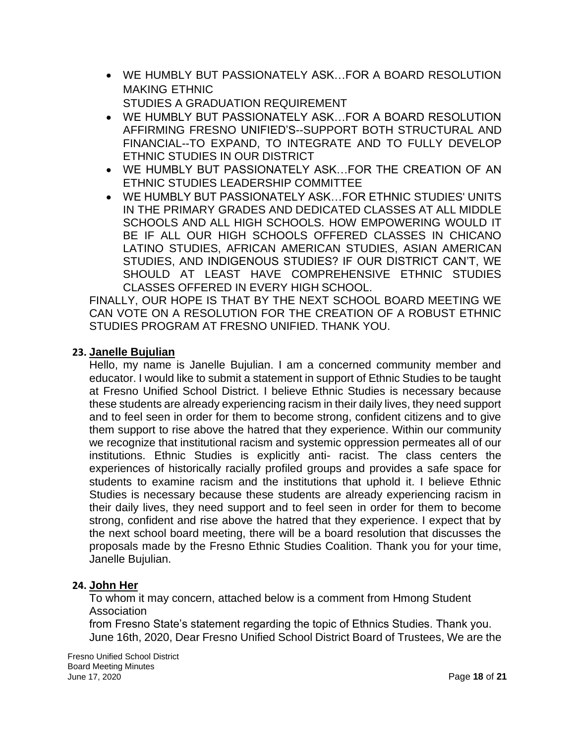- WE HUMBLY BUT PASSIONATELY ASK…FOR A BOARD RESOLUTION MAKING ETHNIC STUDIES A GRADUATION REQUIREMENT
- WE HUMBLY BUT PASSIONATELY ASK…FOR A BOARD RESOLUTION AFFIRMING FRESNO UNIFIED'S--SUPPORT BOTH STRUCTURAL AND FINANCIAL--TO EXPAND, TO INTEGRATE AND TO FULLY DEVELOP ETHNIC STUDIES IN OUR DISTRICT
- WE HUMBLY BUT PASSIONATELY ASK…FOR THE CREATION OF AN ETHNIC STUDIES LEADERSHIP COMMITTEE
- WE HUMBLY BUT PASSIONATELY ASK…FOR ETHNIC STUDIES' UNITS IN THE PRIMARY GRADES AND DEDICATED CLASSES AT ALL MIDDLE SCHOOLS AND ALL HIGH SCHOOLS. HOW EMPOWERING WOULD IT BE IF ALL OUR HIGH SCHOOLS OFFERED CLASSES IN CHICANO LATINO STUDIES, AFRICAN AMERICAN STUDIES, ASIAN AMERICAN STUDIES, AND INDIGENOUS STUDIES? IF OUR DISTRICT CAN'T, WE SHOULD AT LEAST HAVE COMPREHENSIVE ETHNIC STUDIES CLASSES OFFERED IN EVERY HIGH SCHOOL.

FINALLY, OUR HOPE IS THAT BY THE NEXT SCHOOL BOARD MEETING WE CAN VOTE ON A RESOLUTION FOR THE CREATION OF A ROBUST ETHNIC STUDIES PROGRAM AT FRESNO UNIFIED. THANK YOU.

**23. Janelle Bujulian**

Hello, my name is Janelle Bujulian. I am a concerned community member and educator. I would like to submit a statement in support of Ethnic Studies to be taught at Fresno Unified School District. I believe Ethnic Studies is necessary because these students are already experiencing racism in their daily lives, they need support and to feel seen in order for them to become strong, confident citizens and to give them support to rise above the hatred that they experience. Within our community we recognize that institutional racism and systemic oppression permeates all of our institutions. Ethnic Studies is explicitly anti- racist. The class centers the experiences of historically racially profiled groups and provides a safe space for students to examine racism and the institutions that uphold it. I believe Ethnic Studies is necessary because these students are already experiencing racism in their daily lives, they need support and to feel seen in order for them to become strong, confident and rise above the hatred that they experience. I expect that by the next school board meeting, there will be a board resolution that discusses the proposals made by the Fresno Ethnic Studies Coalition. Thank you for your time, Janelle Bujulian.

**24. John Her**

To whom it may concern, attached below is a comment from Hmong Student Association from Fresno State's statement regarding the topic of Ethnics Studies. Thank you. June 16th, 2020, Dear Fresno Unified School District Board of Trustees, We are the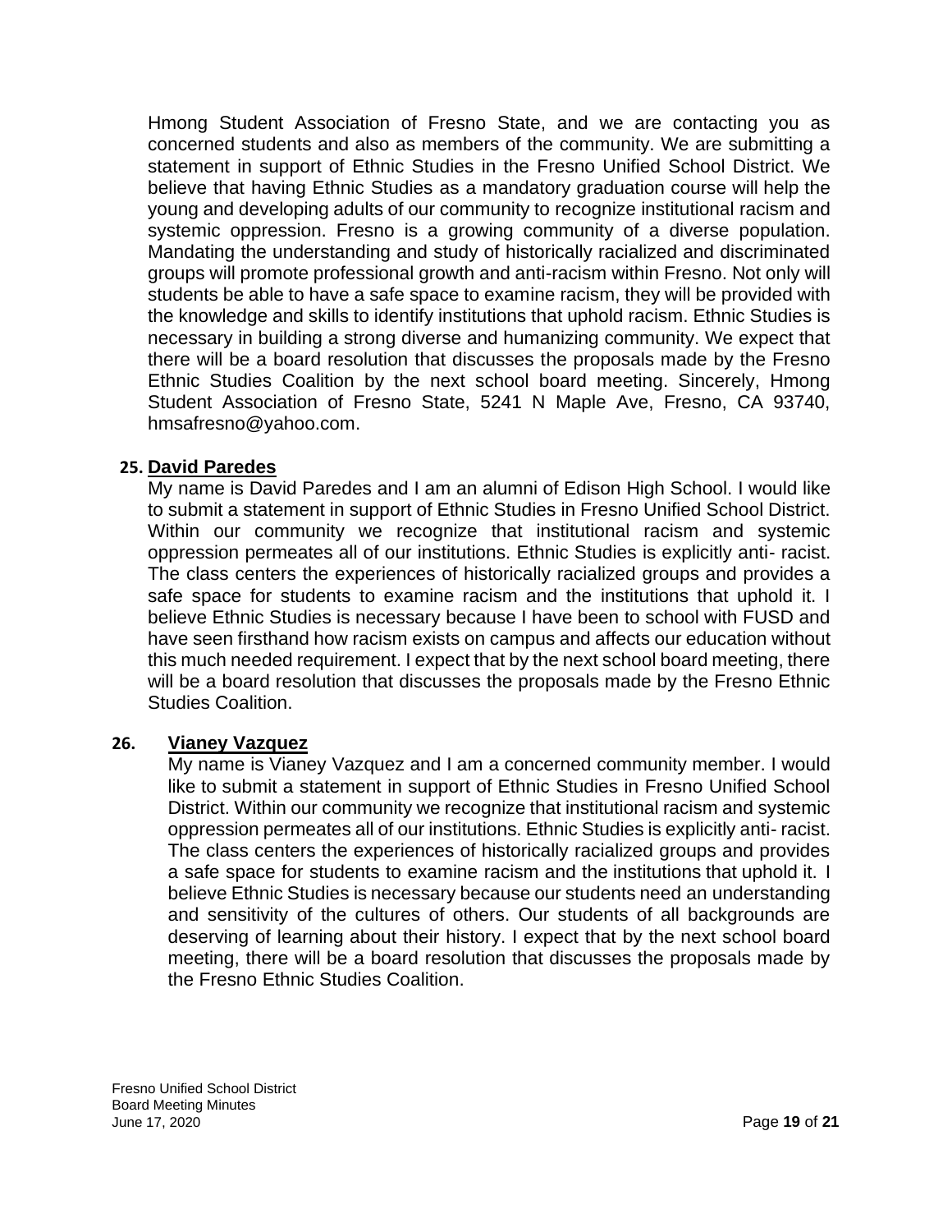Hmong Student Association of Fresno State, and we are contacting you as concerned students and also as members of the community. We are submitting a statement in support of Ethnic Studies in the Fresno Unified School District. We believe that having Ethnic Studies as a mandatory graduation course will help the young and developing adults of our community to recognize institutional racism and systemic oppression. Fresno is a growing community of a diverse population. Mandating the understanding and study of historically racialized and discriminated groups will promote professional growth and anti-racism within Fresno. Not only will students be able to have a safe space to examine racism, they will be provided with the knowledge and skills to identify institutions that uphold racism. Ethnic Studies is necessary in building a strong diverse and humanizing community. We expect that there will be a board resolution that discusses the proposals made by the Fresno Ethnic Studies Coalition by the next school board meeting. Sincerely, Hmong Student Association of Fresno State, 5241 N Maple Ave, Fresno, CA 93740, hmsafresno@yahoo.com.

25. **David Paredes**

My name is David Paredes and I am an alumni of Edison High School. I would like to submit a statement in support of Ethnic Studies in Fresno Unified School District. Within our community we recognize that institutional racism and systemic oppression permeates all of our institutions. Ethnic Studies is explicitly anti- racist. The class centers the experiences of historically racialized groups and provides a safe space for students to examine racism and the institutions that uphold it. I believe Ethnic Studies is necessary because I have been to school with FUSD and have seen firsthand how racism exists on campus and affects our education without this much needed requirement. I expect that by the next school board meeting, there will be a board resolution that discusses the proposals made by the Fresno Ethnic Studies Coalition.

26. **Vianey Vazquez**

My name is Vianey Vazquez and I am a concerned community member. I would like to submit a statement in support of Ethnic Studies in Fresno Unified School District. Within our community we recognize that institutional racism and systemic oppression permeates all of our institutions. Ethnic Studies is explicitly anti- racist. The class centers the experiences of historically racialized groups and provides a safe space for students to examine racism and the institutions that uphold it. I believe Ethnic Studies is necessary because our students need an understanding and sensitivity of the cultures of others. Our students of all backgrounds are deserving of learning about their history. I expect that by the next school board meeting, there will be a board resolution that discusses the proposals made by the Fresno Ethnic Studies Coalition.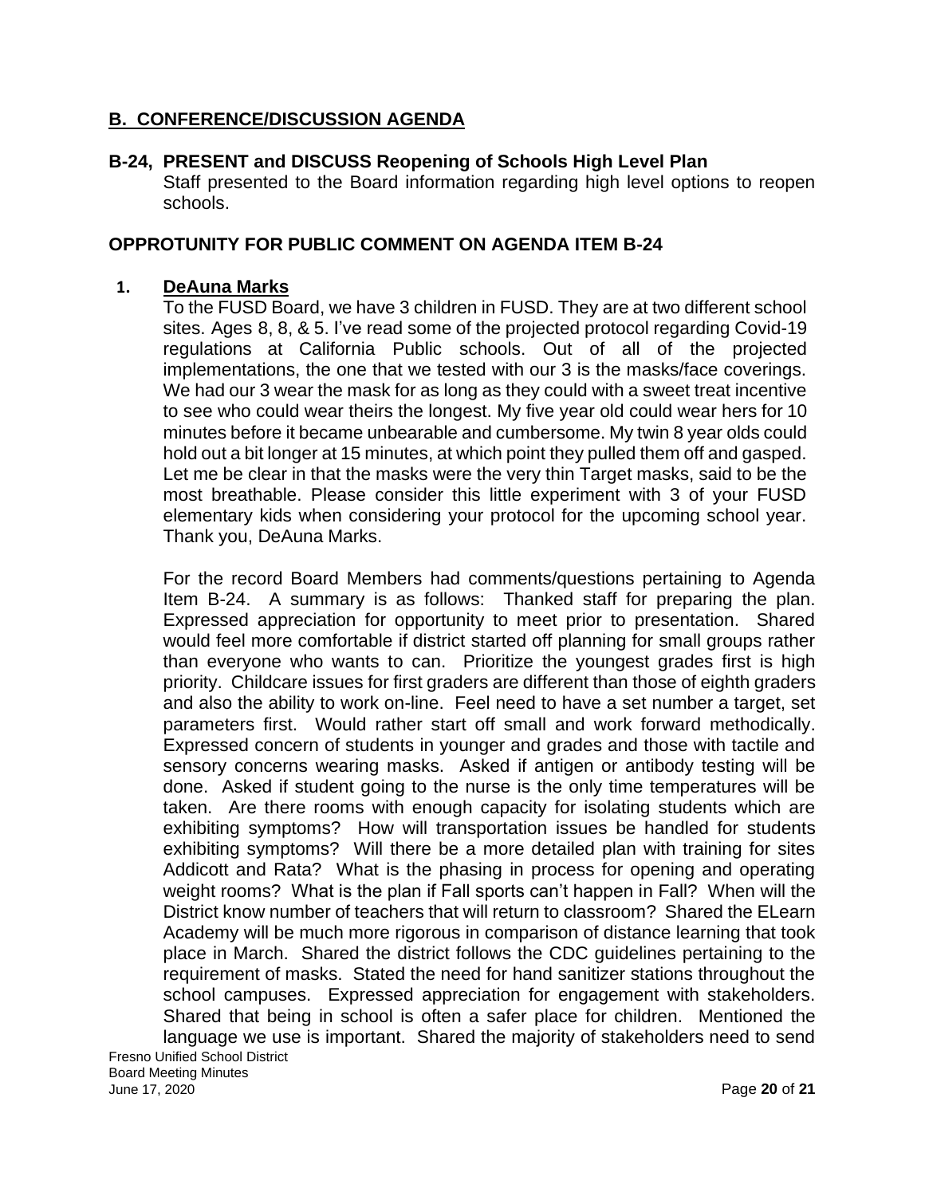## B. CONFERENCE/DISCUSSION AGENDA

### B-24, PRESENT and DISCUSS Reopening of Schools High Level Plan

Staff presented to the Board information regarding high level options to reopen schools.

### OPPROTUNITY FOR PUBLIC COMMENT ON AGENDA ITEM B-24

**1. DeAuna Marks**

To the FUSD Board, we have 3 children in FUSD. They are at two different school sites. Ages 8, 8, & 5. I've read some of the projected protocol regarding Covid-19 regulations at California Public schools. Out of all of the projected implementations, the one that we tested with our 3 is the masks/face coverings. We had our 3 wear the mask for as long as they could with a sweet treat incentive to see who could wear theirs the longest. My five year old could wear hers for 10 minutes before it became unbearable and cumbersome. My twin 8 year olds could hold out a bit longer at 15 minutes, at which point they pulled them off and gasped. Let me be clear in that the masks were the very thin Target masks, said to be the most breathable. Please consider this little experiment with 3 of your FUSD elementary kids when considering your protocol for the upcoming school year. Thank you, DeAuna Marks.

For the record Board Members had comments/questions pertaining to Agenda Item B-24. A summary is as follows: Thanked staff for preparing the plan. Expressed appreciation for opportunity to meet prior to presentation. Shared would feel more comfortable if district started off planning for small groups rather than everyone who wants to can. Prioritize the youngest grades first is high priority. Childcare issues for first graders are different than those of eighth graders and also the ability to work on-line. Feel need to have a set number a target, set parameters first. Would rather start off small and work forward methodically. Expressed concern of students in younger and grades and those with tactile and sensory concerns wearing masks. Asked if antigen or antibody testing will be done. Asked if student going to the nurse is the only time temperatures will be taken. Are there rooms with enough capacity for isolating students which are exhibiting symptoms? How will transportation issues be handled for students exhibiting symptoms? Will there be a more detailed plan with training for sites Addicott and Rata? What is the phasing in process for opening and operating weight rooms? What is the plan if Fall sports can't happen in Fall? When will the District know number of teachers that will return to classroom? Shared the ELearn Academy will be much more rigorous in comparison of distance learning that took place in March. Shared the district follows the CDC guidelines pertaining to the requirement of masks. Stated the need for hand sanitizer stations throughout the school campuses. Expressed appreciation for engagement with stakeholders. Shared that being in school is often a safer place for children. Mentioned the language we use is important. Shared the majority of stakeholders need to send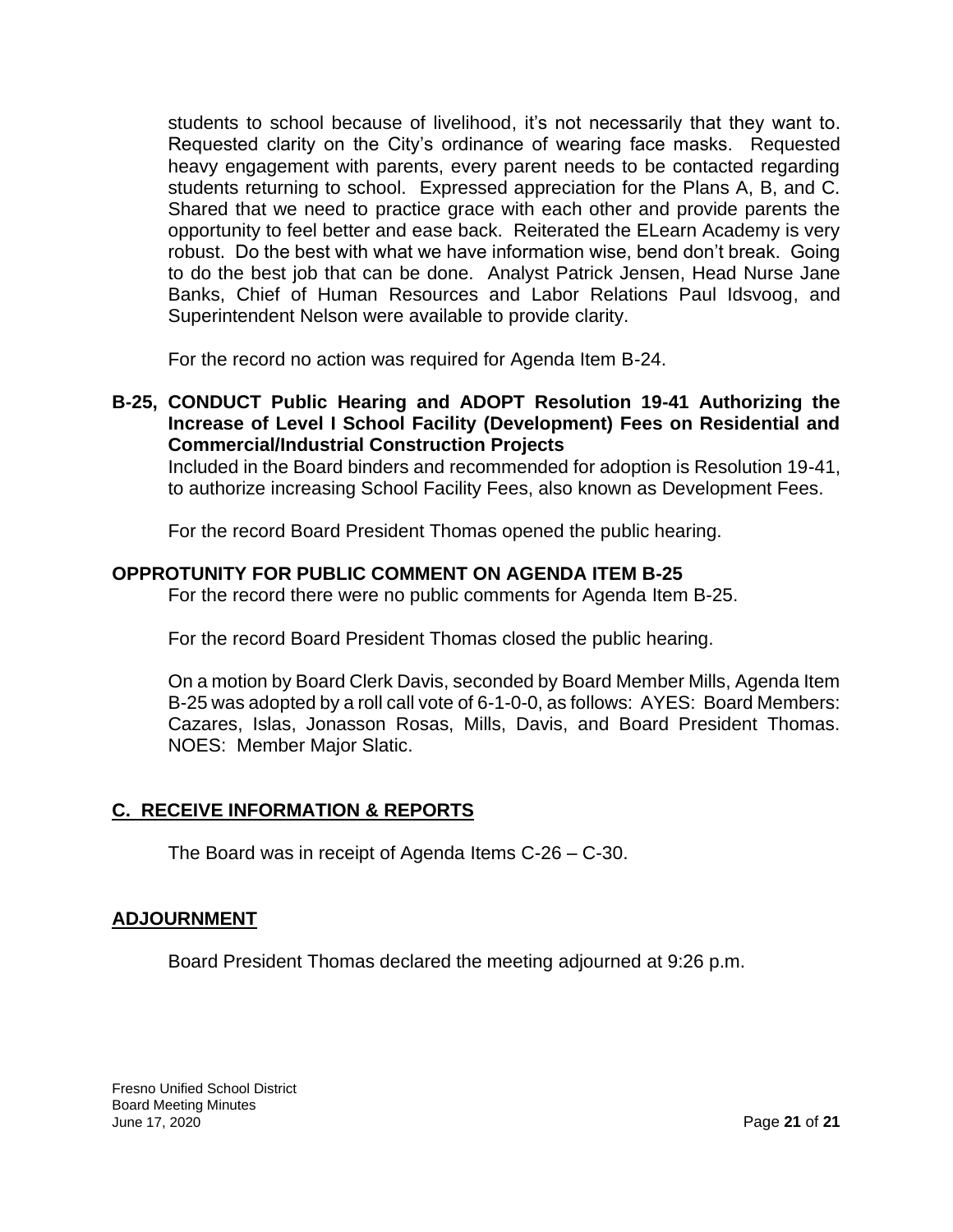students to school because of livelihood, it's not necessarily that they want to. Requested clarity on the City's ordinance of wearing face masks. Requested heavy engagement with parents, every parent needs to be contacted regarding students returning to school. Expressed appreciation for the Plans A, B, and C. Shared that we need to practice grace with each other and provide parents the opportunity to feel better and ease back. Reiterated the ELearn Academy is very robust. Do the best with what we have information wise, bend don't break. Going to do the best job that can be done. Analyst Patrick Jensen, Head Nurse Jane Banks, Chief of Human Resources and Labor Relations Paul Idsvoog, and Superintendent Nelson were available to provide clarity.

For the record no action was required for Agenda Item B-24.

**B-25, CONDUCT Public Hearing and ADOPT Resolution 19-41 Authorizing the Increase of Level I School Facility (Development) Fees on Residential and Commercial/Industrial Construction Projects**

Included in the Board binders and recommended for adoption is Resolution 19-41, to authorize increasing School Facility Fees, also known as Development Fees.

For the record Board President Thomas opened the public hearing.

**OPPROTUNITY FOR PUBLIC COMMENT ON AGENDA ITEM B-25**

For the record there were no public comments for Agenda Item B-25.

For the record Board President Thomas closed the public hearing.

On a motion by Board Clerk Davis, seconded by Board Member Mills, Agenda Item B-25 was adopted by a roll call vote of 6-1-0-0, as follows: AYES: Board Members: Cazares, Islas, Jonasson Rosas, Mills, Davis, and Board President Thomas. NOES: Member Major Slatic.

## C. RECEIVE INFORMATION & REPORTS

The Board was in receipt of Agenda Items C-26 – C-30.

## ADJOURNMENT

Board President Thomas declared the meeting adjourned at 9:26 p.m.